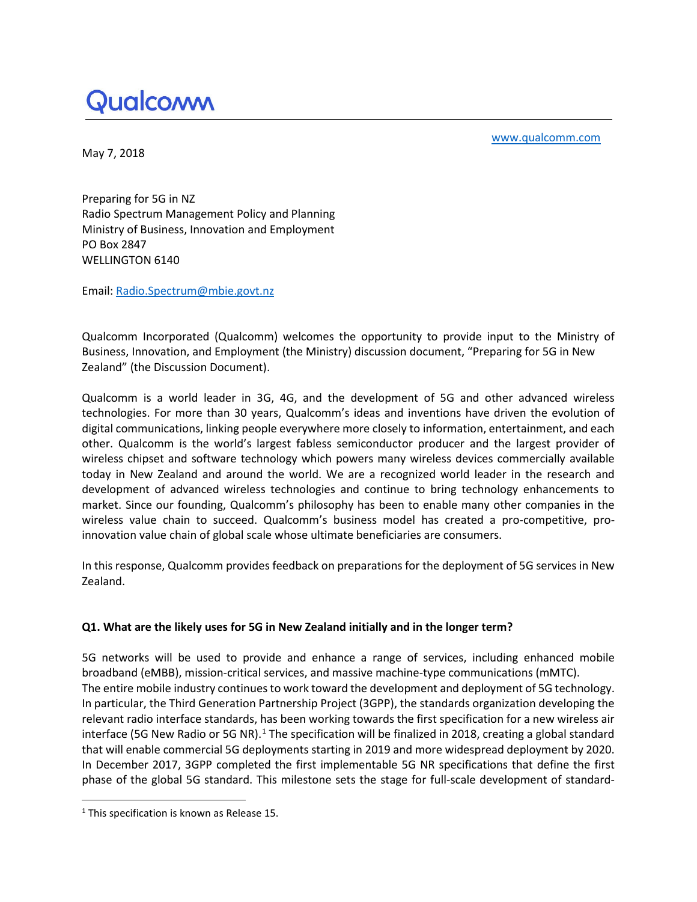Qualcomm

www.qualcomm.com

May 7, 2018

Preparing for 5G in NZ
Radio Spectrum Management Policy and Planning
Ministry of Business, Innovation and Employment
PO Box 2847
WELLINGTON 6140

Email: Radio.Spectrum@mbie.govt.nz

Qualcomm Incorporated (Qualcomm) welcomes the opportunity to provide input to the Ministry of Business, Innovation, and Employment (the Ministry) discussion document, "Preparing for 5G in New Zealand" (the Discussion Document).

Qualcomm is a world leader in 3G, 4G, and the development of 5G and other advanced wireless technologies. For more than 30 years, Qualcomm's ideas and inventions have driven the evolution of digital communications, linking people everywhere more closely to information, entertainment, and each other. Qualcomm is the world's largest fabless semiconductor producer and the largest provider of wireless chipset and software technology which powers many wireless devices commercially available today in New Zealand and around the world. We are a recognized world leader in the research and development of advanced wireless technologies and continue to bring technology enhancements to market. Since our founding, Qualcomm's philosophy has been to enable many other companies in the wireless value chain to succeed. Qualcomm's business model has created a pro-competitive, pro-innovation value chain of global scale whose ultimate beneficiaries are consumers.

In this response, Qualcomm provides feedback on preparations for the deployment of 5G services in New Zealand.

**Q1. What are the likely uses for 5G in New Zealand initially and in the longer term?**

5G networks will be used to provide and enhance a range of services, including enhanced mobile broadband (eMBB), mission-critical services, and massive machine-type communications (mMTC).
The entire mobile industry continues to work toward the development and deployment of 5G technology. In particular, the Third Generation Partnership Project (3GPP), the standards organization developing the relevant radio interface standards, has been working towards the first specification for a new wireless air interface (5G New Radio or 5G NR).[1] The specification will be finalized in 2018, creating a global standard that will enable commercial 5G deployments starting in 2019 and more widespread deployment by 2020. In December 2017, 3GPP completed the first implementable 5G NR specifications that define the first phase of the global 5G standard. This milestone sets the stage for full-scale development of standard-

[1] This specification is known as Release 15.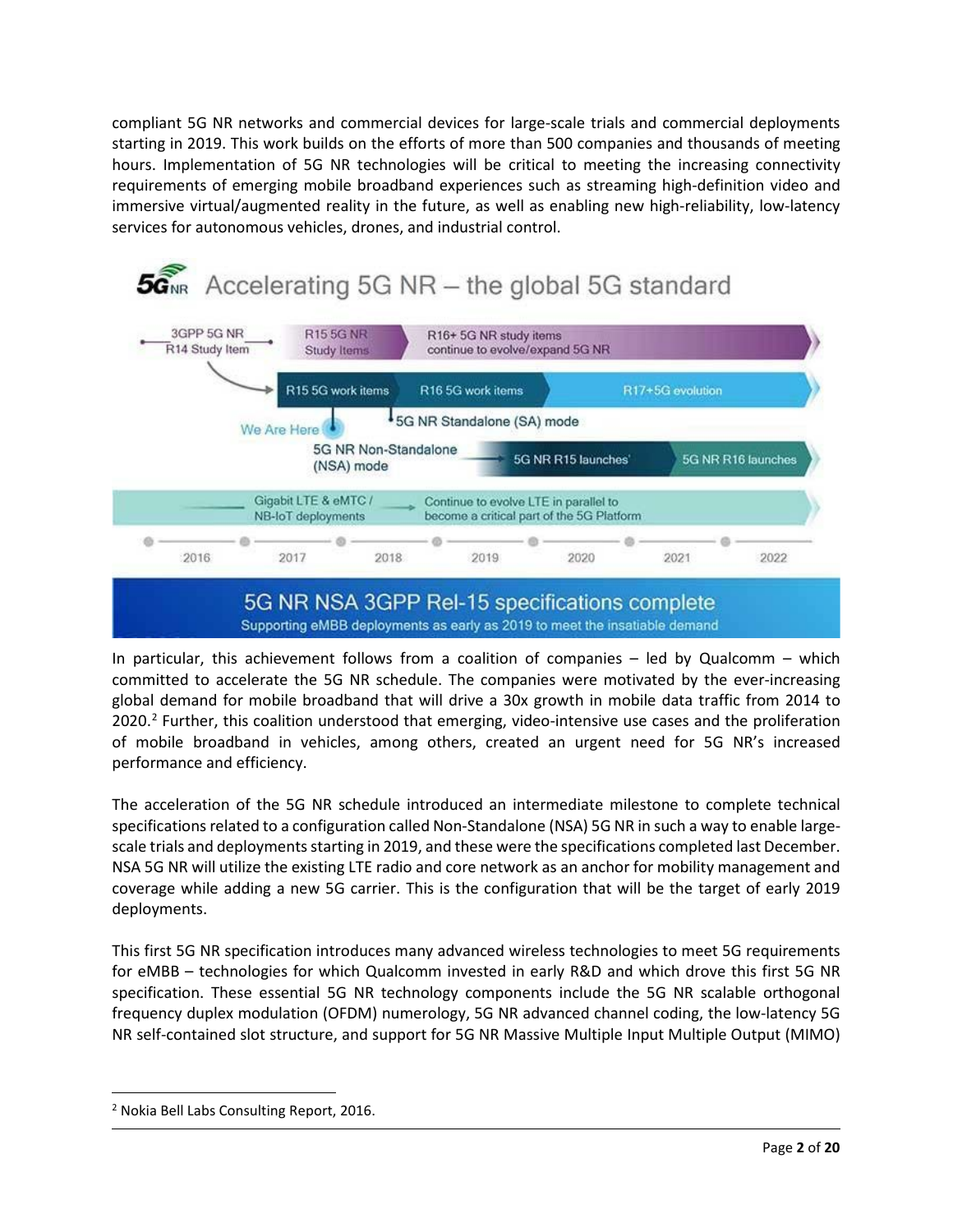compliant 5G NR networks and commercial devices for large-scale trials and commercial deployments starting in 2019. This work builds on the efforts of more than 500 companies and thousands of meeting hours. Implementation of 5G NR technologies will be critical to meeting the increasing connectivity requirements of emerging mobile broadband experiences such as streaming high-definition video and immersive virtual/augmented reality in the future, as well as enabling new high-reliability, low-latency services for autonomous vehicles, drones, and industrial control.

In particular, this achievement follows from a coalition of companies – led by Qualcomm – which committed to accelerate the 5G NR schedule. The companies were motivated by the ever-increasing global demand for mobile broadband that will drive a 30x growth in mobile data traffic from 2014 to 2020.[2] Further, this coalition understood that emerging, video-intensive use cases and the proliferation of mobile broadband in vehicles, among others, created an urgent need for 5G NR's increased performance and efficiency.

The acceleration of the 5G NR schedule introduced an intermediate milestone to complete technical specifications related to a configuration called Non-Standalone (NSA) 5G NR in such a way to enable large-scale trials and deployments starting in 2019, and these were the specifications completed last December. NSA 5G NR will utilize the existing LTE radio and core network as an anchor for mobility management and coverage while adding a new 5G carrier. This is the configuration that will be the target of early 2019 deployments.

This first 5G NR specification introduces many advanced wireless technologies to meet 5G requirements for eMBB – technologies for which Qualcomm invested in early R&D and which drove this first 5G NR specification. These essential 5G NR technology components include the 5G NR scalable orthogonal frequency duplex modulation (OFDM) numerology, 5G NR advanced channel coding, the low-latency 5G NR self-contained slot structure, and support for 5G NR Massive Multiple Input Multiple Output (MIMO)

---

[2] Nokia Bell Labs Consulting Report, 2016.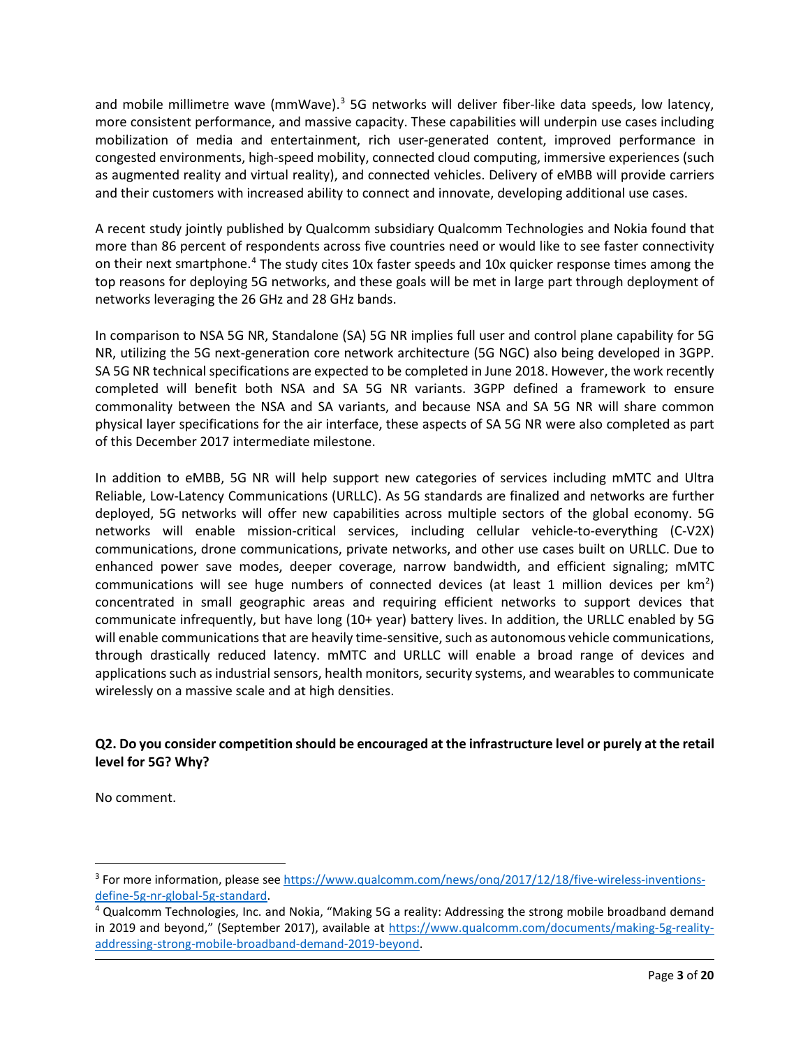and mobile millimetre wave (mmWave).[3] 5G networks will deliver fiber-like data speeds, low latency, more consistent performance, and massive capacity. These capabilities will underpin use cases including mobilization of media and entertainment, rich user-generated content, improved performance in congested environments, high-speed mobility, connected cloud computing, immersive experiences (such as augmented reality and virtual reality), and connected vehicles. Delivery of eMBB will provide carriers and their customers with increased ability to connect and innovate, developing additional use cases.

A recent study jointly published by Qualcomm subsidiary Qualcomm Technologies and Nokia found that more than 86 percent of respondents across five countries need or would like to see faster connectivity on their next smartphone.[4] The study cites 10x faster speeds and 10x quicker response times among the top reasons for deploying 5G networks, and these goals will be met in large part through deployment of networks leveraging the 26 GHz and 28 GHz bands.

In comparison to NSA 5G NR, Standalone (SA) 5G NR implies full user and control plane capability for 5G NR, utilizing the 5G next-generation core network architecture (5G NGC) also being developed in 3GPP. SA 5G NR technical specifications are expected to be completed in June 2018. However, the work recently completed will benefit both NSA and SA 5G NR variants. 3GPP defined a framework to ensure commonality between the NSA and SA variants, and because NSA and SA 5G NR will share common physical layer specifications for the air interface, these aspects of SA 5G NR were also completed as part of this December 2017 intermediate milestone.

In addition to eMBB, 5G NR will help support new categories of services including mMTC and Ultra Reliable, Low-Latency Communications (URLLC). As 5G standards are finalized and networks are further deployed, 5G networks will offer new capabilities across multiple sectors of the global economy. 5G networks will enable mission-critical services, including cellular vehicle-to-everything (C-V2X) communications, drone communications, private networks, and other use cases built on URLLC. Due to enhanced power save modes, deeper coverage, narrow bandwidth, and efficient signaling; mMTC communications will see huge numbers of connected devices (at least 1 million devices per $km^2$) concentrated in small geographic areas and requiring efficient networks to support devices that communicate infrequently, but have long (10+ year) battery lives. In addition, the URLLC enabled by 5G will enable communications that are heavily time-sensitive, such as autonomous vehicle communications, through drastically reduced latency. mMTC and URLLC will enable a broad range of devices and applications such as industrial sensors, health monitors, security systems, and wearables to communicate wirelessly on a massive scale and at high densities.

**Q2. Do you consider competition should be encouraged at the infrastructure level or purely at the retail level for 5G? Why?**

No comment.

---

[3] For more information, please see https://www.qualcomm.com/news/onq/2017/12/18/five-wireless-inventions-define-5g-nr-global-5g-standard.

[4] Qualcomm Technologies, Inc. and Nokia, "Making 5G a reality: Addressing the strong mobile broadband demand in 2019 and beyond," (September 2017), available at https://www.qualcomm.com/documents/making-5g-reality-addressing-strong-mobile-broadband-demand-2019-beyond.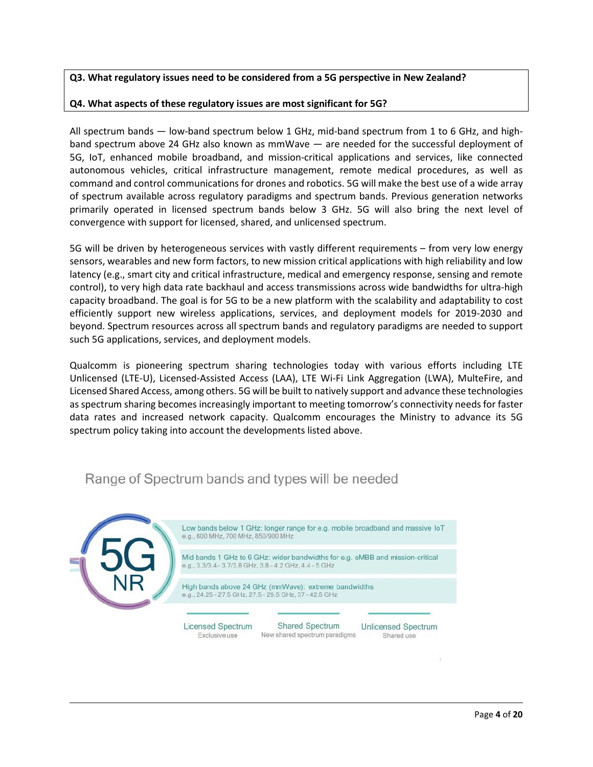**Q3. What regulatory issues need to be considered from a 5G perspective in New Zealand?**

**Q4. What aspects of these regulatory issues are most significant for 5G?**

All spectrum bands — low-band spectrum below 1 GHz, mid-band spectrum from 1 to 6 GHz, and high-band spectrum above 24 GHz also known as mmWave — are needed for the successful deployment of 5G, IoT, enhanced mobile broadband, and mission-critical applications and services, like connected autonomous vehicles, critical infrastructure management, remote medical procedures, as well as command and control communications for drones and robotics. 5G will make the best use of a wide array of spectrum available across regulatory paradigms and spectrum bands. Previous generation networks primarily operated in licensed spectrum bands below 3 GHz. 5G will also bring the next level of convergence with support for licensed, shared, and unlicensed spectrum.

5G will be driven by heterogeneous services with vastly different requirements – from very low energy sensors, wearables and new form factors, to new mission critical applications with high reliability and low latency (e.g., smart city and critical infrastructure, medical and emergency response, sensing and remote control), to very high data rate backhaul and access transmissions across wide bandwidths for ultra-high capacity broadband. The goal is for 5G to be a new platform with the scalability and adaptability to cost efficiently support new wireless applications, services, and deployment models for 2019-2030 and beyond. Spectrum resources across all spectrum bands and regulatory paradigms are needed to support such 5G applications, services, and deployment models.

Qualcomm is pioneering spectrum sharing technologies today with various efforts including LTE Unlicensed (LTE-U), Licensed-Assisted Access (LAA), LTE Wi-Fi Link Aggregation (LWA), MulteFire, and Licensed Shared Access, among others. 5G will be built to natively support and advance these technologies as spectrum sharing becomes increasingly important to meeting tomorrow's connectivity needs for faster data rates and increased network capacity. Qualcomm encourages the Ministry to advance its 5G spectrum policy taking into account the developments listed above.

Range of Spectrum bands and types will be needed

5G NR

- Low bands below 1 GHz: longer range for e.g. mobile broadband and massive IoT
  e.g., 600 MHz, 700 MHz, 850/900 MHz
- Mid bands 1 GHz to 6 GHz: wider bandwidths for e.g. eMBB and mission-critical
  e.g., 3.3/3.4 - 3.7/3.8 GHz, 3.8 - 4.2 GHz, 4.4 - 5 GHz
- High bands above 24 GHz (mmWave): extreme bandwidths
  e.g., 24.25 - 27.5 GHz, 27.5 - 29.5 GHz, 37 - 42.5 GHz

| Licensed Spectrum | Shared Spectrum | Unlicensed Spectrum |
| --- | --- | --- |
| Exclusive use | New shared spectrum paradigms | Shared use |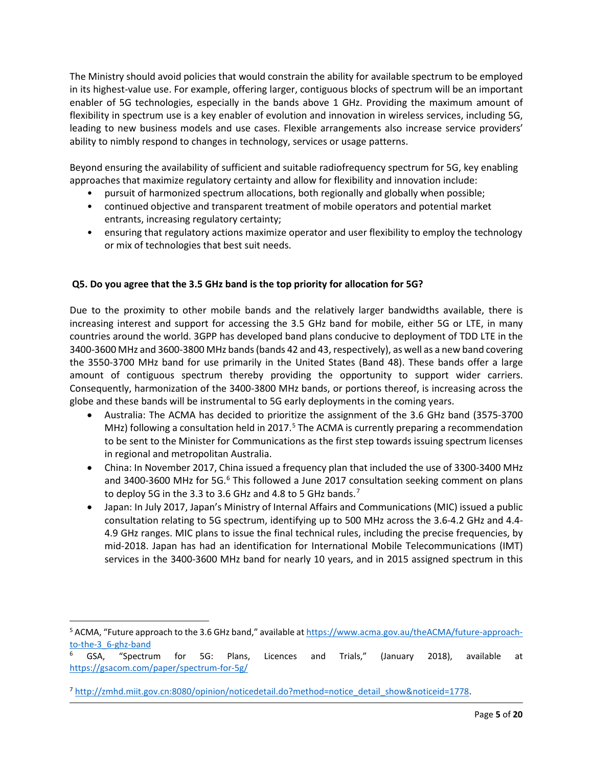The Ministry should avoid policies that would constrain the ability for available spectrum to be employed in its highest-value use. For example, offering larger, contiguous blocks of spectrum will be an important enabler of 5G technologies, especially in the bands above 1 GHz. Providing the maximum amount of flexibility in spectrum use is a key enabler of evolution and innovation in wireless services, including 5G, leading to new business models and use cases. Flexible arrangements also increase service providers' ability to nimbly respond to changes in technology, services or usage patterns.

Beyond ensuring the availability of sufficient and suitable radiofrequency spectrum for 5G, key enabling approaches that maximize regulatory certainty and allow for flexibility and innovation include:

- pursuit of harmonized spectrum allocations, both regionally and globally when possible;
- continued objective and transparent treatment of mobile operators and potential market entrants, increasing regulatory certainty;
- ensuring that regulatory actions maximize operator and user flexibility to employ the technology or mix of technologies that best suit needs.

**Q5. Do you agree that the 3.5 GHz band is the top priority for allocation for 5G?**

Due to the proximity to other mobile bands and the relatively larger bandwidths available, there is increasing interest and support for accessing the 3.5 GHz band for mobile, either 5G or LTE, in many countries around the world. 3GPP has developed band plans conducive to deployment of TDD LTE in the 3400-3600 MHz and 3600-3800 MHz bands (bands 42 and 43, respectively), as well as a new band covering the 3550-3700 MHz band for use primarily in the United States (Band 48). These bands offer a large amount of contiguous spectrum thereby providing the opportunity to support wider carriers. Consequently, harmonization of the 3400-3800 MHz bands, or portions thereof, is increasing across the globe and these bands will be instrumental to 5G early deployments in the coming years.

- Australia: The ACMA has decided to prioritize the assignment of the 3.6 GHz band (3575-3700 MHz) following a consultation held in 2017.[5] The ACMA is currently preparing a recommendation to be sent to the Minister for Communications as the first step towards issuing spectrum licenses in regional and metropolitan Australia.
- China: In November 2017, China issued a frequency plan that included the use of 3300-3400 MHz and 3400-3600 MHz for 5G.[6] This followed a June 2017 consultation seeking comment on plans to deploy 5G in the 3.3 to 3.6 GHz and 4.8 to 5 GHz bands.[7]
- Japan: In July 2017, Japan's Ministry of Internal Affairs and Communications (MIC) issued a public consultation relating to 5G spectrum, identifying up to 500 MHz across the 3.6-4.2 GHz and 4.4-4.9 GHz ranges. MIC plans to issue the final technical rules, including the precise frequencies, by mid-2018. Japan has had an identification for International Mobile Telecommunications (IMT) services in the 3400-3600 MHz band for nearly 10 years, and in 2015 assigned spectrum in this

---

[5] ACMA, "Future approach to the 3.6 GHz band," available at https://www.acma.gov.au/theACMA/future-approach-to-the-3_6-ghz-band

[6] GSA, "Spectrum for 5G: Plans, Licences and Trials," (January 2018), available at https://gsacom.com/paper/spectrum-for-5g/

[7] http://zmhd.miit.gov.cn:8080/opinion/noticedetail.do?method=notice_detail_show&noticeid=1778.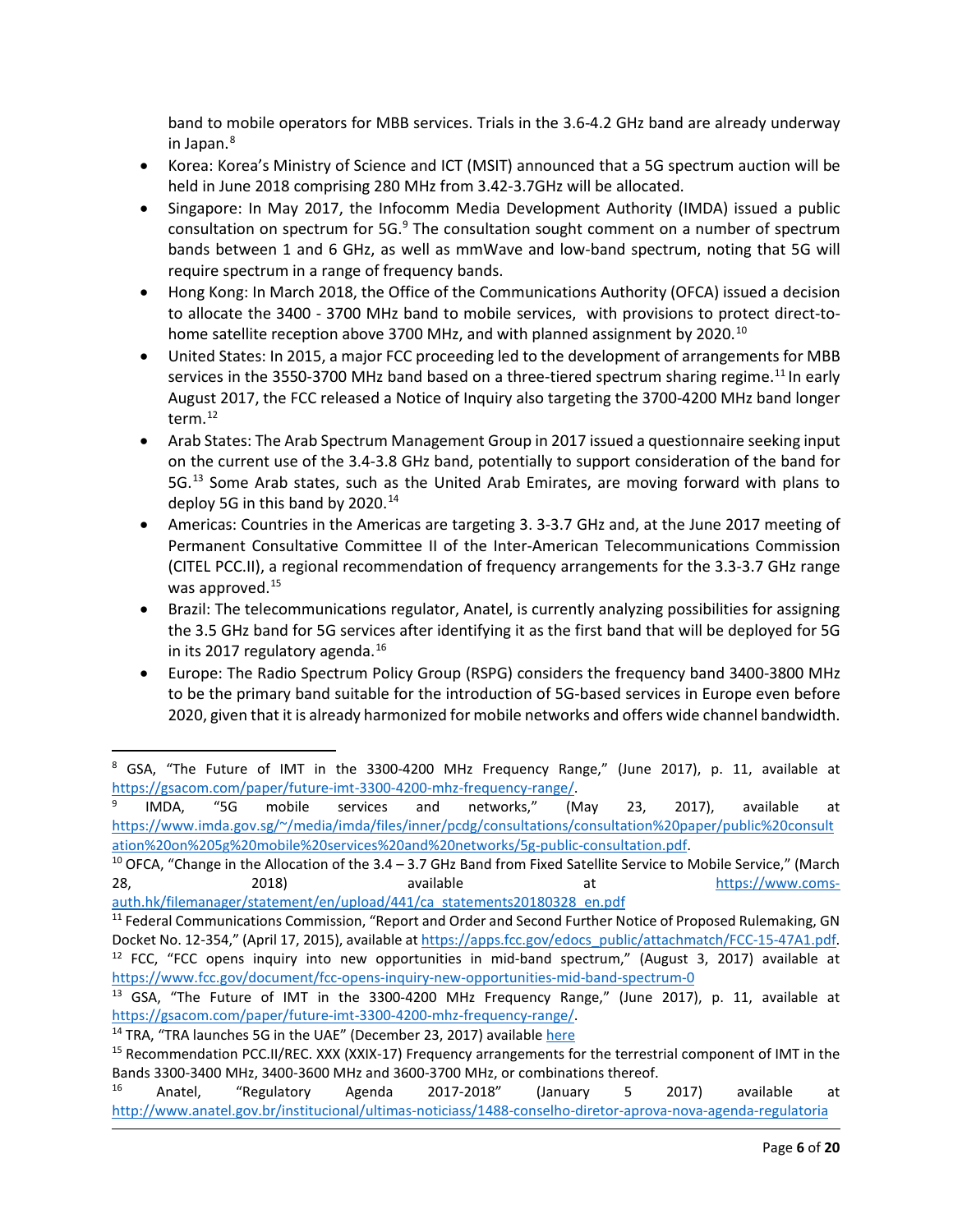band to mobile operators for MBB services. Trials in the 3.6-4.2 GHz band are already underway in Japan.[8]

- Korea: Korea's Ministry of Science and ICT (MSIT) announced that a 5G spectrum auction will be held in June 2018 comprising 280 MHz from 3.42-3.7GHz will be allocated.
- Singapore: In May 2017, the Infocomm Media Development Authority (IMDA) issued a public consultation on spectrum for 5G.[9] The consultation sought comment on a number of spectrum bands between 1 and 6 GHz, as well as mmWave and low-band spectrum, noting that 5G will require spectrum in a range of frequency bands.
- Hong Kong: In March 2018, the Office of the Communications Authority (OFCA) issued a decision to allocate the 3400 - 3700 MHz band to mobile services, with provisions to protect direct-to-home satellite reception above 3700 MHz, and with planned assignment by 2020.[10]
- United States: In 2015, a major FCC proceeding led to the development of arrangements for MBB services in the 3550-3700 MHz band based on a three-tiered spectrum sharing regime.[11] In early August 2017, the FCC released a Notice of Inquiry also targeting the 3700-4200 MHz band longer term.[12]
- Arab States: The Arab Spectrum Management Group in 2017 issued a questionnaire seeking input on the current use of the 3.4-3.8 GHz band, potentially to support consideration of the band for 5G.[13] Some Arab states, such as the United Arab Emirates, are moving forward with plans to deploy 5G in this band by 2020.[14]
- Americas: Countries in the Americas are targeting 3. 3-3.7 GHz and, at the June 2017 meeting of Permanent Consultative Committee II of the Inter-American Telecommunications Commission (CITEL PCC.II), a regional recommendation of frequency arrangements for the 3.3-3.7 GHz range was approved.[15]
- Brazil: The telecommunications regulator, Anatel, is currently analyzing possibilities for assigning the 3.5 GHz band for 5G services after identifying it as the first band that will be deployed for 5G in its 2017 regulatory agenda.[16]
- Europe: The Radio Spectrum Policy Group (RSPG) considers the frequency band 3400-3800 MHz to be the primary band suitable for the introduction of 5G-based services in Europe even before 2020, given that it is already harmonized for mobile networks and offers wide channel bandwidth.

---

[8] GSA, "The Future of IMT in the 3300-4200 MHz Frequency Range," (June 2017), p. 11, available at https://gsacom.com/paper/future-imt-3300-4200-mhz-frequency-range/.

[9] IMDA, "5G mobile services and networks," (May 23, 2017), available at https://www.imda.gov.sg/~/media/imda/files/inner/pcdg/consultations/consultation%20paper/public%20consultation%20on%205g%20mobile%20services%20and%20networks/5g-public-consultation.pdf.

[10] OFCA, "Change in the Allocation of the 3.4 – 3.7 GHz Band from Fixed Satellite Service to Mobile Service," (March 28, 2018) available at https://www.coms-auth.hk/filemanager/statement/en/upload/441/ca_statements20180328_en.pdf

[11] Federal Communications Commission, "Report and Order and Second Further Notice of Proposed Rulemaking, GN Docket No. 12-354," (April 17, 2015), available at https://apps.fcc.gov/edocs_public/attachmatch/FCC-15-47A1.pdf.

[12] FCC, "FCC opens inquiry into new opportunities in mid-band spectrum," (August 3, 2017) available at https://www.fcc.gov/document/fcc-opens-inquiry-new-opportunities-mid-band-spectrum-0

[13] GSA, "The Future of IMT in the 3300-4200 MHz Frequency Range," (June 2017), p. 11, available at https://gsacom.com/paper/future-imt-3300-4200-mhz-frequency-range/.

[14] TRA, "TRA launches 5G in the UAE" (December 23, 2017) available here

[15] Recommendation PCC.II/REC. XXX (XXIX-17) Frequency arrangements for the terrestrial component of IMT in the Bands 3300-3400 MHz, 3400-3600 MHz and 3600-3700 MHz, or combinations thereof.

[16] Anatel, "Regulatory Agenda 2017-2018" (January 5 2017) available at http://www.anatel.gov.br/institucional/ultimas-noticiass/1488-conselho-diretor-aprova-nova-agenda-regulatoria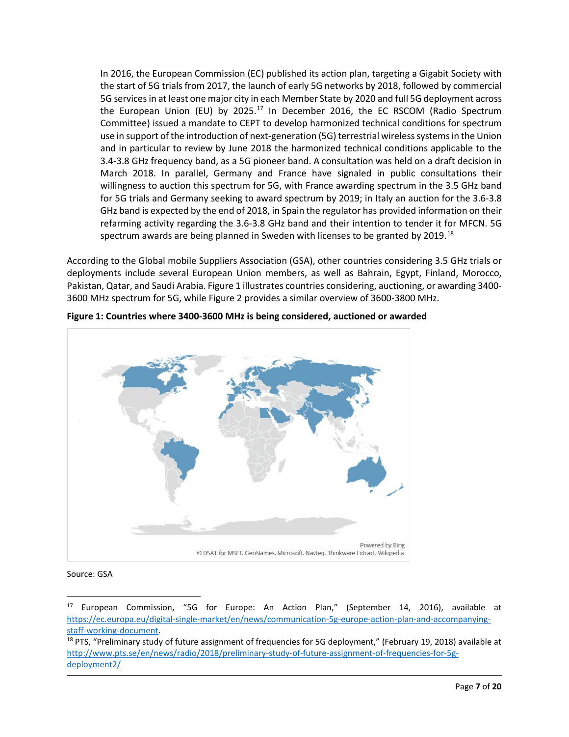In 2016, the European Commission (EC) published its action plan, targeting a Gigabit Society with the start of 5G trials from 2017, the launch of early 5G networks by 2018, followed by commercial 5G services in at least one major city in each Member State by 2020 and full 5G deployment across the European Union (EU) by 2025.[17] In December 2016, the EC RSCOM (Radio Spectrum Committee) issued a mandate to CEPT to develop harmonized technical conditions for spectrum use in support of the introduction of next-generation (5G) terrestrial wireless systems in the Union and in particular to review by June 2018 the harmonized technical conditions applicable to the 3.4-3.8 GHz frequency band, as a 5G pioneer band. A consultation was held on a draft decision in March 2018. In parallel, Germany and France have signaled in public consultations their willingness to auction this spectrum for 5G, with France awarding spectrum in the 3.5 GHz band for 5G trials and Germany seeking to award spectrum by 2019; in Italy an auction for the 3.6-3.8 GHz band is expected by the end of 2018, in Spain the regulator has provided information on their refarming activity regarding the 3.6-3.8 GHz band and their intention to tender it for MFCN. 5G spectrum awards are being planned in Sweden with licenses to be granted by 2019.[18]

According to the Global mobile Suppliers Association (GSA), other countries considering 3.5 GHz trials or deployments include several European Union members, as well as Bahrain, Egypt, Finland, Morocco, Pakistan, Qatar, and Saudi Arabia. Figure 1 illustrates countries considering, auctioning, or awarding 3400-3600 MHz spectrum for 5G, while Figure 2 provides a similar overview of 3600-3800 MHz.

**Figure 1: Countries where 3400-3600 MHz is being considered, auctioned or awarded**

Powered by Bing
© DSAT for MSFT, GeoNames, Microsoft, Navteq, Thinkware Extract, Wikipedia

Source: GSA

---

[17] European Commission, "5G for Europe: An Action Plan," (September 14, 2016), available at https://ec.europa.eu/digital-single-market/en/news/communication-5g-europe-action-plan-and-accompanying-staff-working-document.

[18] PTS, "Preliminary study of future assignment of frequencies for 5G deployment," (February 19, 2018) available at http://www.pts.se/en/news/radio/2018/preliminary-study-of-future-assignment-of-frequencies-for-5g-deployment2/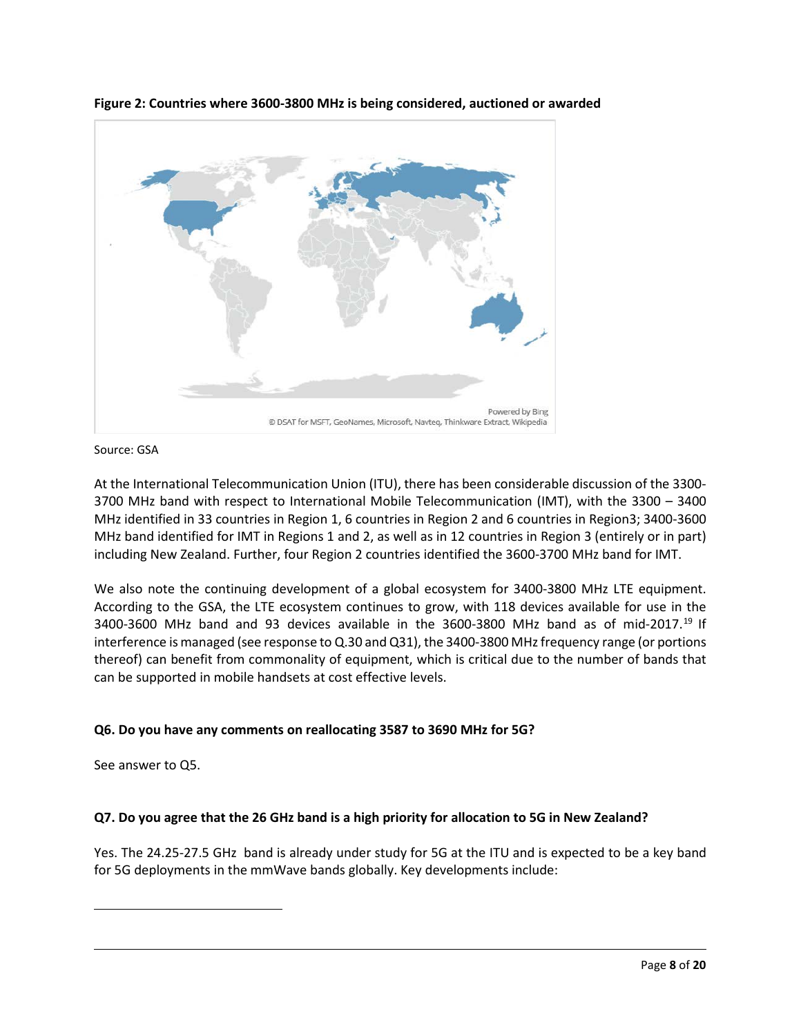**Figure 2: Countries where 3600-3800 MHz is being considered, auctioned or awarded**

Source: GSA

At the International Telecommunication Union (ITU), there has been considerable discussion of the 3300-3700 MHz band with respect to International Mobile Telecommunication (IMT), with the 3300 – 3400 MHz identified in 33 countries in Region 1, 6 countries in Region 2 and 6 countries in Region3; 3400-3600 MHz band identified for IMT in Regions 1 and 2, as well as in 12 countries in Region 3 (entirely or in part) including New Zealand. Further, four Region 2 countries identified the 3600-3700 MHz band for IMT.

We also note the continuing development of a global ecosystem for 3400-3800 MHz LTE equipment. According to the GSA, the LTE ecosystem continues to grow, with 118 devices available for use in the 3400-3600 MHz band and 93 devices available in the 3600-3800 MHz band as of mid-2017.[19] If interference is managed (see response to Q.30 and Q31), the 3400-3800 MHz frequency range (or portions thereof) can benefit from commonality of equipment, which is critical due to the number of bands that can be supported in mobile handsets at cost effective levels.

**Q6. Do you have any comments on reallocating 3587 to 3690 MHz for 5G?**

See answer to Q5.

**Q7. Do you agree that the 26 GHz band is a high priority for allocation to 5G in New Zealand?**

Yes. The 24.25-27.5 GHz band is already under study for 5G at the ITU and is expected to be a key band for 5G deployments in the mmWave bands globally. Key developments include: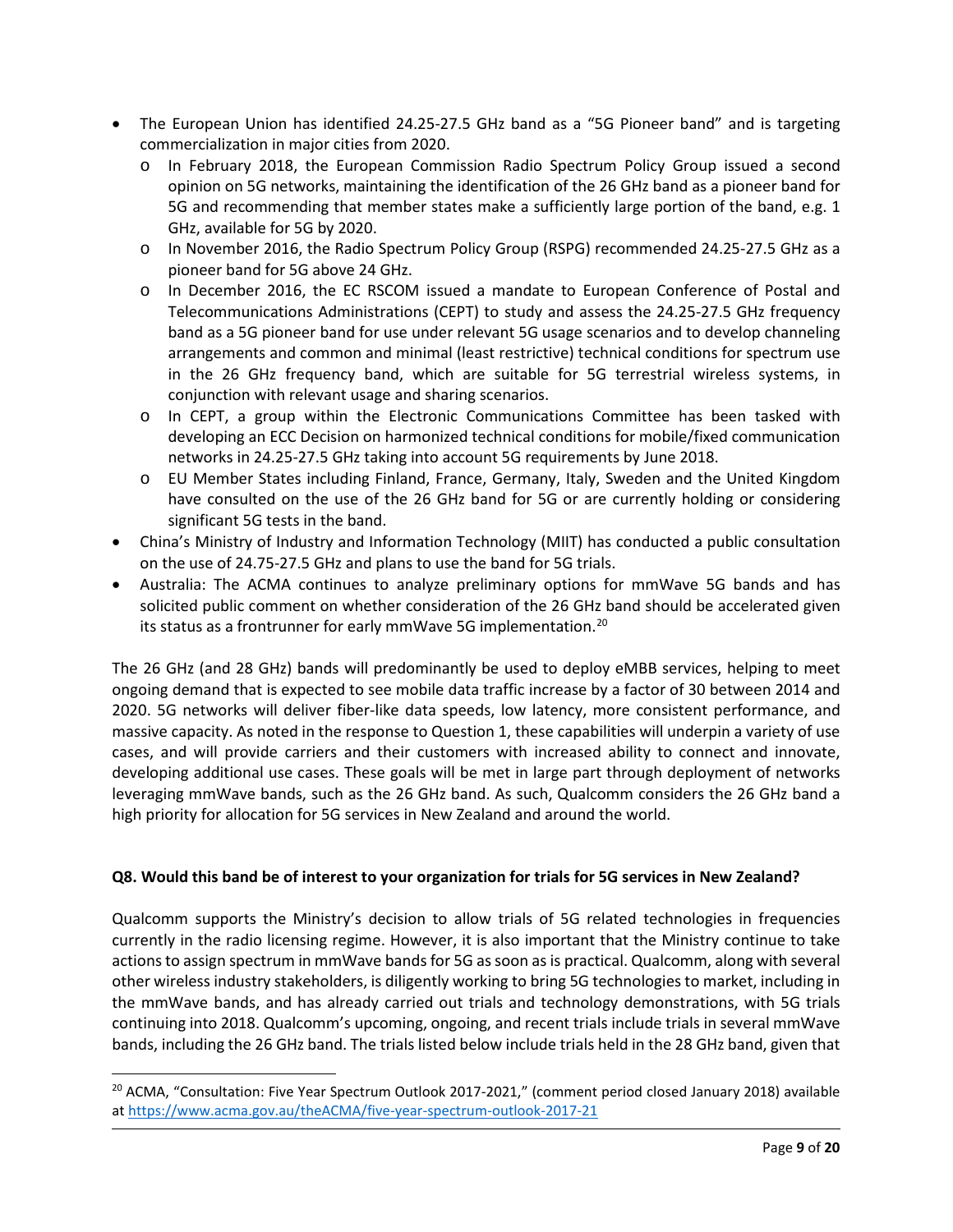- The European Union has identified 24.25-27.5 GHz band as a "5G Pioneer band" and is targeting commercialization in major cities from 2020.
  - In February 2018, the European Commission Radio Spectrum Policy Group issued a second opinion on 5G networks, maintaining the identification of the 26 GHz band as a pioneer band for 5G and recommending that member states make a sufficiently large portion of the band, e.g. 1 GHz, available for 5G by 2020.
  - In November 2016, the Radio Spectrum Policy Group (RSPG) recommended 24.25-27.5 GHz as a pioneer band for 5G above 24 GHz.
  - In December 2016, the EC RSCOM issued a mandate to European Conference of Postal and Telecommunications Administrations (CEPT) to study and assess the 24.25-27.5 GHz frequency band as a 5G pioneer band for use under relevant 5G usage scenarios and to develop channeling arrangements and common and minimal (least restrictive) technical conditions for spectrum use in the 26 GHz frequency band, which are suitable for 5G terrestrial wireless systems, in conjunction with relevant usage and sharing scenarios.
  - In CEPT, a group within the Electronic Communications Committee has been tasked with developing an ECC Decision on harmonized technical conditions for mobile/fixed communication networks in 24.25-27.5 GHz taking into account 5G requirements by June 2018.
  - EU Member States including Finland, France, Germany, Italy, Sweden and the United Kingdom have consulted on the use of the 26 GHz band for 5G or are currently holding or considering significant 5G tests in the band.
- China's Ministry of Industry and Information Technology (MIIT) has conducted a public consultation on the use of 24.75-27.5 GHz and plans to use the band for 5G trials.
- Australia: The ACMA continues to analyze preliminary options for mmWave 5G bands and has solicited public comment on whether consideration of the 26 GHz band should be accelerated given its status as a frontrunner for early mmWave 5G implementation.[20]

The 26 GHz (and 28 GHz) bands will predominantly be used to deploy eMBB services, helping to meet ongoing demand that is expected to see mobile data traffic increase by a factor of 30 between 2014 and 2020. 5G networks will deliver fiber-like data speeds, low latency, more consistent performance, and massive capacity. As noted in the response to Question 1, these capabilities will underpin a variety of use cases, and will provide carriers and their customers with increased ability to connect and innovate, developing additional use cases. These goals will be met in large part through deployment of networks leveraging mmWave bands, such as the 26 GHz band. As such, Qualcomm considers the 26 GHz band a high priority for allocation for 5G services in New Zealand and around the world.

**Q8. Would this band be of interest to your organization for trials for 5G services in New Zealand?**

Qualcomm supports the Ministry's decision to allow trials of 5G related technologies in frequencies currently in the radio licensing regime. However, it is also important that the Ministry continue to take actions to assign spectrum in mmWave bands for 5G as soon as is practical. Qualcomm, along with several other wireless industry stakeholders, is diligently working to bring 5G technologies to market, including in the mmWave bands, and has already carried out trials and technology demonstrations, with 5G trials continuing into 2018. Qualcomm's upcoming, ongoing, and recent trials include trials in several mmWave bands, including the 26 GHz band. The trials listed below include trials held in the 28 GHz band, given that

[20] ACMA, "Consultation: Five Year Spectrum Outlook 2017-2021," (comment period closed January 2018) available at https://www.acma.gov.au/theACMA/five-year-spectrum-outlook-2017-21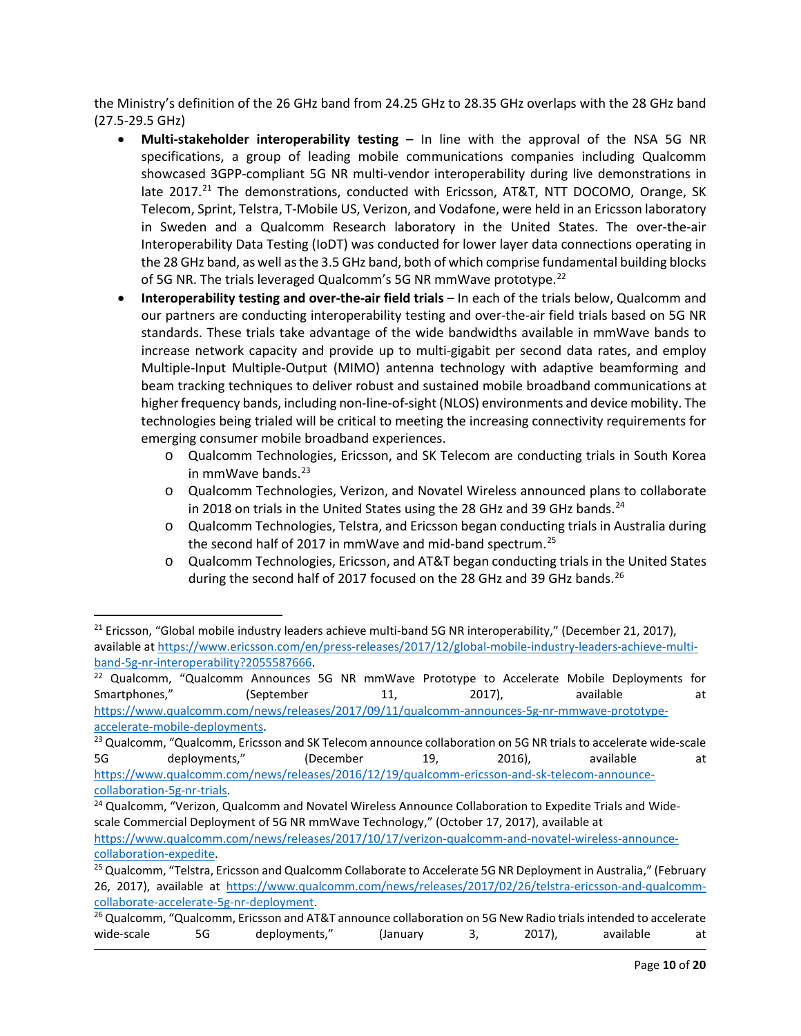the Ministry's definition of the 26 GHz band from 24.25 GHz to 28.35 GHz overlaps with the 28 GHz band (27.5-29.5 GHz)

- **Multi-stakeholder interoperability testing –** In line with the approval of the NSA 5G NR specifications, a group of leading mobile communications companies including Qualcomm showcased 3GPP-compliant 5G NR multi-vendor interoperability during live demonstrations in late 2017.[21] The demonstrations, conducted with Ericsson, AT&T, NTT DOCOMO, Orange, SK Telecom, Sprint, Telstra, T-Mobile US, Verizon, and Vodafone, were held in an Ericsson laboratory in Sweden and a Qualcomm Research laboratory in the United States. The over-the-air Interoperability Data Testing (IoDT) was conducted for lower layer data connections operating in the 28 GHz band, as well as the 3.5 GHz band, both of which comprise fundamental building blocks of 5G NR. The trials leveraged Qualcomm's 5G NR mmWave prototype.[22]
- **Interoperability testing and over-the-air field trials** – In each of the trials below, Qualcomm and our partners are conducting interoperability testing and over-the-air field trials based on 5G NR standards. These trials take advantage of the wide bandwidths available in mmWave bands to increase network capacity and provide up to multi-gigabit per second data rates, and employ Multiple-Input Multiple-Output (MIMO) antenna technology with adaptive beamforming and beam tracking techniques to deliver robust and sustained mobile broadband communications at higher frequency bands, including non-line-of-sight (NLOS) environments and device mobility. The technologies being trialed will be critical to meeting the increasing connectivity requirements for emerging consumer mobile broadband experiences.
    - Qualcomm Technologies, Ericsson, and SK Telecom are conducting trials in South Korea in mmWave bands.[23]
    - Qualcomm Technologies, Verizon, and Novatel Wireless announced plans to collaborate in 2018 on trials in the United States using the 28 GHz and 39 GHz bands.[24]
    - Qualcomm Technologies, Telstra, and Ericsson began conducting trials in Australia during the second half of 2017 in mmWave and mid-band spectrum.[25]
    - Qualcomm Technologies, Ericsson, and AT&T began conducting trials in the United States during the second half of 2017 focused on the 28 GHz and 39 GHz bands.[26]

---

[21] Ericsson, "Global mobile industry leaders achieve multi-band 5G NR interoperability," (December 21, 2017), available at https://www.ericsson.com/en/press-releases/2017/12/global-mobile-industry-leaders-achieve-multi-band-5g-nr-interoperability?2055587666.

[22] Qualcomm, "Qualcomm Announces 5G NR mmWave Prototype to Accelerate Mobile Deployments for Smartphones," (September 11, 2017), available at https://www.qualcomm.com/news/releases/2017/09/11/qualcomm-announces-5g-nr-mmwave-prototype-accelerate-mobile-deployments.

[23] Qualcomm, "Qualcomm, Ericsson and SK Telecom announce collaboration on 5G NR trials to accelerate wide-scale 5G deployments," (December 19, 2016), available at https://www.qualcomm.com/news/releases/2016/12/19/qualcomm-ericsson-and-sk-telecom-announce-collaboration-5g-nr-trials.

[24] Qualcomm, "Verizon, Qualcomm and Novatel Wireless Announce Collaboration to Expedite Trials and Wide-scale Commercial Deployment of 5G NR mmWave Technology," (October 17, 2017), available at https://www.qualcomm.com/news/releases/2017/10/17/verizon-qualcomm-and-novatel-wireless-announce-collaboration-expedite.

[25] Qualcomm, "Telstra, Ericsson and Qualcomm Collaborate to Accelerate 5G NR Deployment in Australia," (February 26, 2017), available at https://www.qualcomm.com/news/releases/2017/02/26/telstra-ericsson-and-qualcomm-collaborate-accelerate-5g-nr-deployment.

[26] Qualcomm, "Qualcomm, Ericsson and AT&T announce collaboration on 5G New Radio trials intended to accelerate wide-scale 5G deployments," (January 3, 2017), available at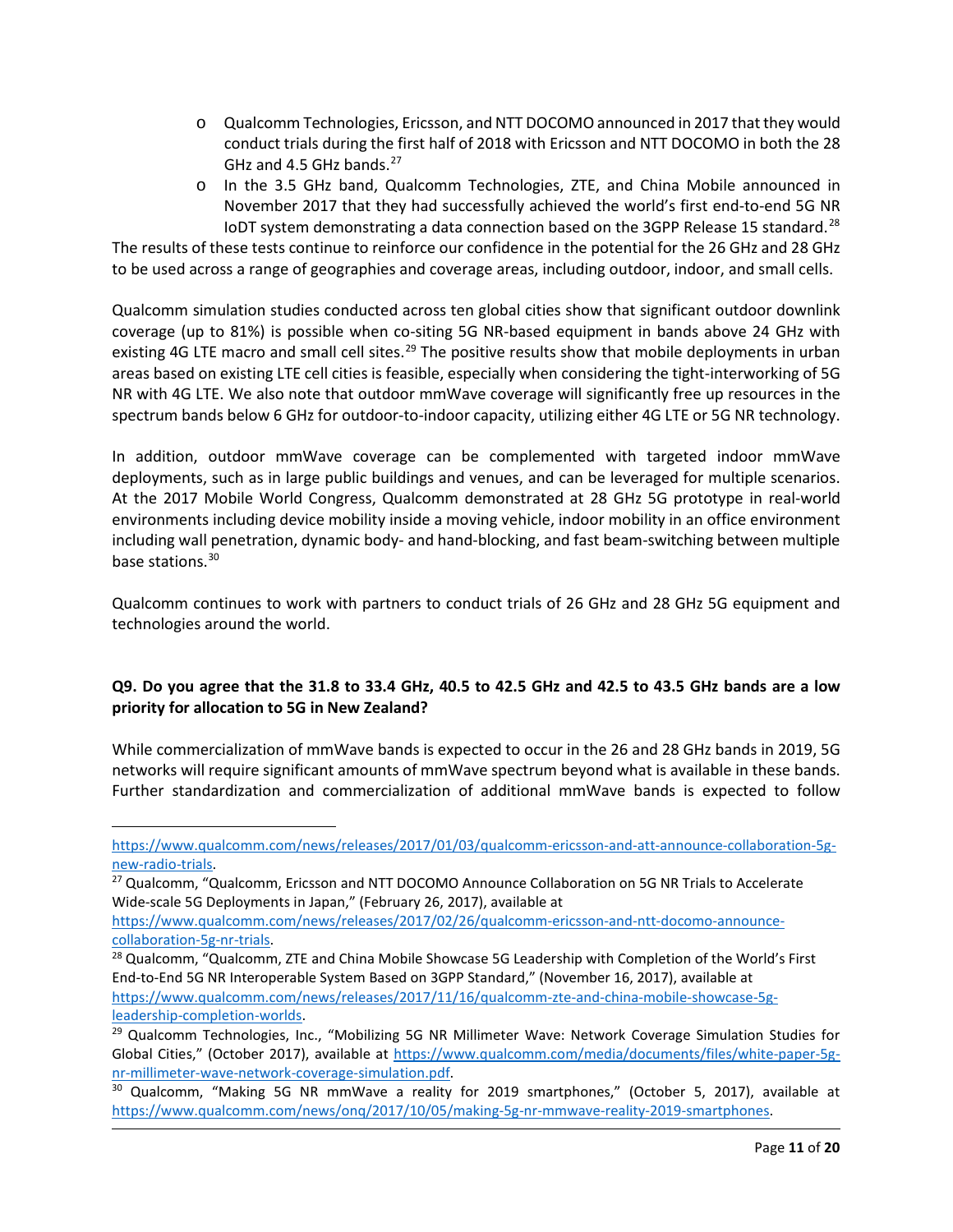- Qualcomm Technologies, Ericsson, and NTT DOCOMO announced in 2017 that they would conduct trials during the first half of 2018 with Ericsson and NTT DOCOMO in both the 28 GHz and 4.5 GHz bands.[27]
- In the 3.5 GHz band, Qualcomm Technologies, ZTE, and China Mobile announced in November 2017 that they had successfully achieved the world's first end-to-end 5G NR IoDT system demonstrating a data connection based on the 3GPP Release 15 standard.[28]

The results of these tests continue to reinforce our confidence in the potential for the 26 GHz and 28 GHz to be used across a range of geographies and coverage areas, including outdoor, indoor, and small cells.

Qualcomm simulation studies conducted across ten global cities show that significant outdoor downlink coverage (up to 81%) is possible when co-siting 5G NR-based equipment in bands above 24 GHz with existing 4G LTE macro and small cell sites.[29] The positive results show that mobile deployments in urban areas based on existing LTE cell cities is feasible, especially when considering the tight-interworking of 5G NR with 4G LTE. We also note that outdoor mmWave coverage will significantly free up resources in the spectrum bands below 6 GHz for outdoor-to-indoor capacity, utilizing either 4G LTE or 5G NR technology.

In addition, outdoor mmWave coverage can be complemented with targeted indoor mmWave deployments, such as in large public buildings and venues, and can be leveraged for multiple scenarios. At the 2017 Mobile World Congress, Qualcomm demonstrated at 28 GHz 5G prototype in real-world environments including device mobility inside a moving vehicle, indoor mobility in an office environment including wall penetration, dynamic body- and hand-blocking, and fast beam-switching between multiple base stations.[30]

Qualcomm continues to work with partners to conduct trials of 26 GHz and 28 GHz 5G equipment and technologies around the world.

**Q9. Do you agree that the 31.8 to 33.4 GHz, 40.5 to 42.5 GHz and 42.5 to 43.5 GHz bands are a low priority for allocation to 5G in New Zealand?**

While commercialization of mmWave bands is expected to occur in the 26 and 28 GHz bands in 2019, 5G networks will require significant amounts of mmWave spectrum beyond what is available in these bands. Further standardization and commercialization of additional mmWave bands is expected to follow

---

https://www.qualcomm.com/news/releases/2017/01/03/qualcomm-ericsson-and-att-announce-collaboration-5g-new-radio-trials.

[27] Qualcomm, "Qualcomm, Ericsson and NTT DOCOMO Announce Collaboration on 5G NR Trials to Accelerate Wide-scale 5G Deployments in Japan," (February 26, 2017), available at https://www.qualcomm.com/news/releases/2017/02/26/qualcomm-ericsson-and-ntt-docomo-announce-collaboration-5g-nr-trials.

[28] Qualcomm, "Qualcomm, ZTE and China Mobile Showcase 5G Leadership with Completion of the World's First End-to-End 5G NR Interoperable System Based on 3GPP Standard," (November 16, 2017), available at https://www.qualcomm.com/news/releases/2017/11/16/qualcomm-zte-and-china-mobile-showcase-5g-leadership-completion-worlds.

[29] Qualcomm Technologies, Inc., "Mobilizing 5G NR Millimeter Wave: Network Coverage Simulation Studies for Global Cities," (October 2017), available at https://www.qualcomm.com/media/documents/files/white-paper-5g-nr-millimeter-wave-network-coverage-simulation.pdf.

[30] Qualcomm, "Making 5G NR mmWave a reality for 2019 smartphones," (October 5, 2017), available at https://www.qualcomm.com/news/onq/2017/10/05/making-5g-nr-mmwave-reality-2019-smartphones.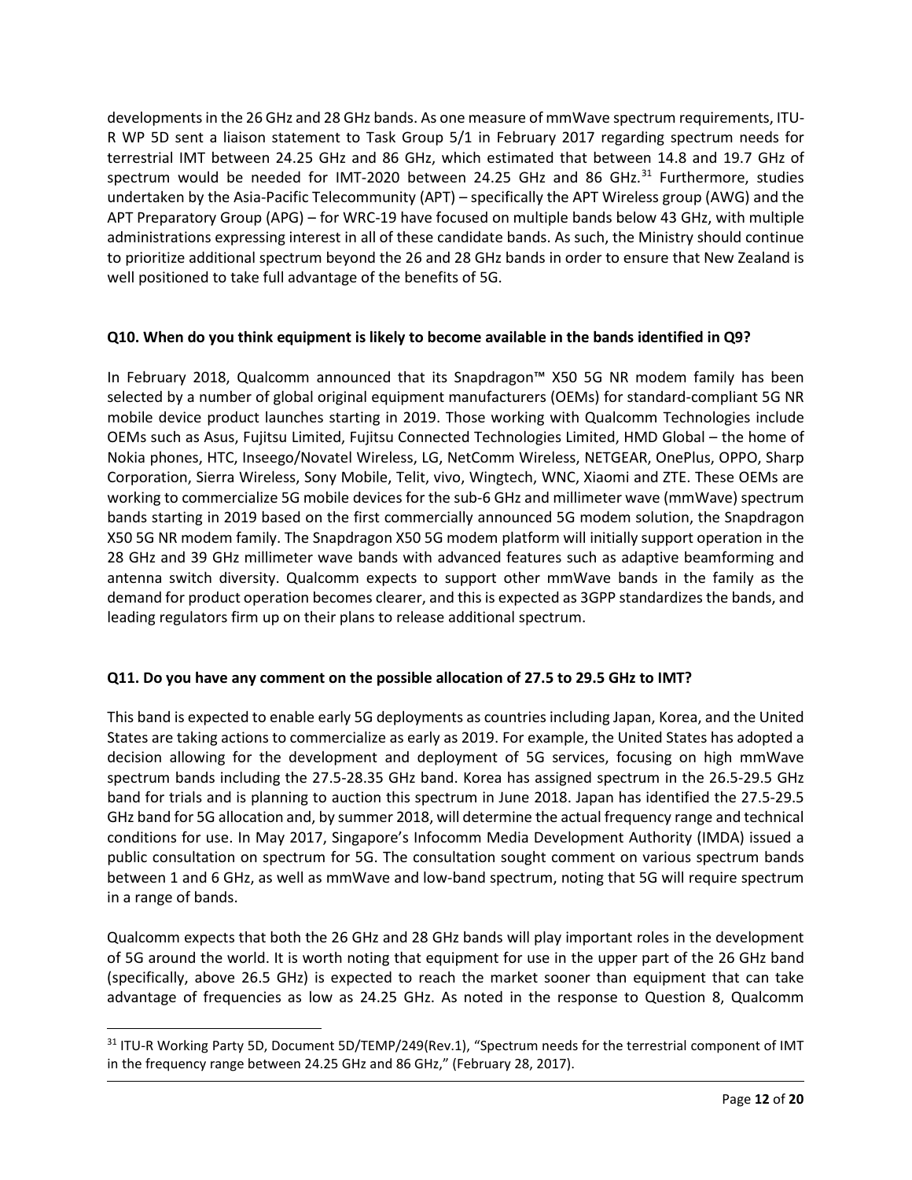developments in the 26 GHz and 28 GHz bands. As one measure of mmWave spectrum requirements, ITU-R WP 5D sent a liaison statement to Task Group 5/1 in February 2017 regarding spectrum needs for terrestrial IMT between 24.25 GHz and 86 GHz, which estimated that between 14.8 and 19.7 GHz of spectrum would be needed for IMT-2020 between 24.25 GHz and 86 GHz.[31] Furthermore, studies undertaken by the Asia-Pacific Telecommunity (APT) – specifically the APT Wireless group (AWG) and the APT Preparatory Group (APG) – for WRC-19 have focused on multiple bands below 43 GHz, with multiple administrations expressing interest in all of these candidate bands. As such, the Ministry should continue to prioritize additional spectrum beyond the 26 and 28 GHz bands in order to ensure that New Zealand is well positioned to take full advantage of the benefits of 5G.

**Q10. When do you think equipment is likely to become available in the bands identified in Q9?**

In February 2018, Qualcomm announced that its Snapdragon™ X50 5G NR modem family has been selected by a number of global original equipment manufacturers (OEMs) for standard-compliant 5G NR mobile device product launches starting in 2019. Those working with Qualcomm Technologies include OEMs such as Asus, Fujitsu Limited, Fujitsu Connected Technologies Limited, HMD Global – the home of Nokia phones, HTC, Inseego/Novatel Wireless, LG, NetComm Wireless, NETGEAR, OnePlus, OPPO, Sharp Corporation, Sierra Wireless, Sony Mobile, Telit, vivo, Wingtech, WNC, Xiaomi and ZTE. These OEMs are working to commercialize 5G mobile devices for the sub-6 GHz and millimeter wave (mmWave) spectrum bands starting in 2019 based on the first commercially announced 5G modem solution, the Snapdragon X50 5G NR modem family. The Snapdragon X50 5G modem platform will initially support operation in the 28 GHz and 39 GHz millimeter wave bands with advanced features such as adaptive beamforming and antenna switch diversity. Qualcomm expects to support other mmWave bands in the family as the demand for product operation becomes clearer, and this is expected as 3GPP standardizes the bands, and leading regulators firm up on their plans to release additional spectrum.

**Q11. Do you have any comment on the possible allocation of 27.5 to 29.5 GHz to IMT?**

This band is expected to enable early 5G deployments as countries including Japan, Korea, and the United States are taking actions to commercialize as early as 2019. For example, the United States has adopted a decision allowing for the development and deployment of 5G services, focusing on high mmWave spectrum bands including the 27.5-28.35 GHz band. Korea has assigned spectrum in the 26.5-29.5 GHz band for trials and is planning to auction this spectrum in June 2018. Japan has identified the 27.5-29.5 GHz band for 5G allocation and, by summer 2018, will determine the actual frequency range and technical conditions for use. In May 2017, Singapore's Infocomm Media Development Authority (IMDA) issued a public consultation on spectrum for 5G. The consultation sought comment on various spectrum bands between 1 and 6 GHz, as well as mmWave and low-band spectrum, noting that 5G will require spectrum in a range of bands.

Qualcomm expects that both the 26 GHz and 28 GHz bands will play important roles in the development of 5G around the world. It is worth noting that equipment for use in the upper part of the 26 GHz band (specifically, above 26.5 GHz) is expected to reach the market sooner than equipment that can take advantage of frequencies as low as 24.25 GHz. As noted in the response to Question 8, Qualcomm

[31] ITU-R Working Party 5D, Document 5D/TEMP/249(Rev.1), "Spectrum needs for the terrestrial component of IMT in the frequency range between 24.25 GHz and 86 GHz," (February 28, 2017).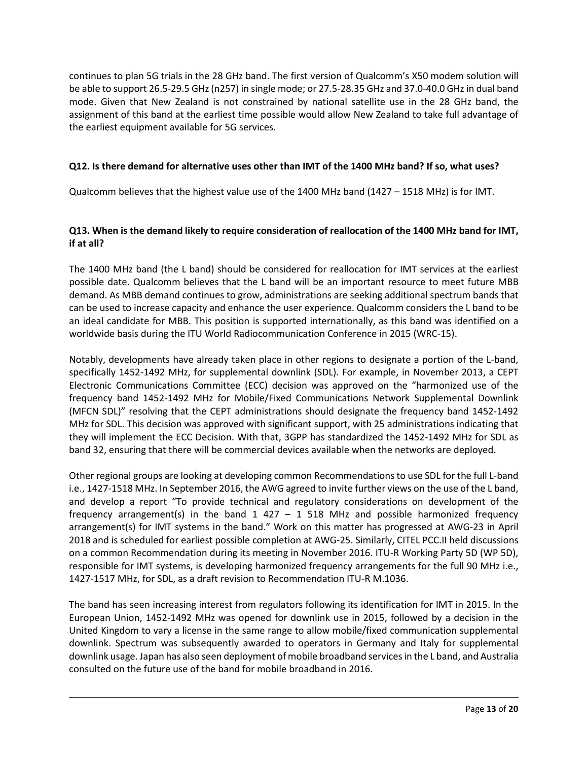continues to plan 5G trials in the 28 GHz band. The first version of Qualcomm's X50 modem solution will be able to support 26.5-29.5 GHz (n257) in single mode; or 27.5-28.35 GHz and 37.0-40.0 GHz in dual band mode. Given that New Zealand is not constrained by national satellite use in the 28 GHz band, the assignment of this band at the earliest time possible would allow New Zealand to take full advantage of the earliest equipment available for 5G services.

**Q12. Is there demand for alternative uses other than IMT of the 1400 MHz band? If so, what uses?**

Qualcomm believes that the highest value use of the 1400 MHz band (1427 – 1518 MHz) is for IMT.

**Q13. When is the demand likely to require consideration of reallocation of the 1400 MHz band for IMT, if at all?**

The 1400 MHz band (the L band) should be considered for reallocation for IMT services at the earliest possible date. Qualcomm believes that the L band will be an important resource to meet future MBB demand. As MBB demand continues to grow, administrations are seeking additional spectrum bands that can be used to increase capacity and enhance the user experience. Qualcomm considers the L band to be an ideal candidate for MBB. This position is supported internationally, as this band was identified on a worldwide basis during the ITU World Radiocommunication Conference in 2015 (WRC-15).

Notably, developments have already taken place in other regions to designate a portion of the L-band, specifically 1452-1492 MHz, for supplemental downlink (SDL). For example, in November 2013, a CEPT Electronic Communications Committee (ECC) decision was approved on the "harmonized use of the frequency band 1452-1492 MHz for Mobile/Fixed Communications Network Supplemental Downlink (MFCN SDL)" resolving that the CEPT administrations should designate the frequency band 1452-1492 MHz for SDL. This decision was approved with significant support, with 25 administrations indicating that they will implement the ECC Decision. With that, 3GPP has standardized the 1452-1492 MHz for SDL as band 32, ensuring that there will be commercial devices available when the networks are deployed.

Other regional groups are looking at developing common Recommendations to use SDL for the full L-band i.e., 1427-1518 MHz. In September 2016, the AWG agreed to invite further views on the use of the L band, and develop a report "To provide technical and regulatory considerations on development of the frequency arrangement(s) in the band 1 427 – 1 518 MHz and possible harmonized frequency arrangement(s) for IMT systems in the band." Work on this matter has progressed at AWG-23 in April 2018 and is scheduled for earliest possible completion at AWG-25. Similarly, CITEL PCC.II held discussions on a common Recommendation during its meeting in November 2016. ITU-R Working Party 5D (WP 5D), responsible for IMT systems, is developing harmonized frequency arrangements for the full 90 MHz i.e., 1427-1517 MHz, for SDL, as a draft revision to Recommendation ITU-R M.1036.

The band has seen increasing interest from regulators following its identification for IMT in 2015. In the European Union, 1452-1492 MHz was opened for downlink use in 2015, followed by a decision in the United Kingdom to vary a license in the same range to allow mobile/fixed communication supplemental downlink. Spectrum was subsequently awarded to operators in Germany and Italy for supplemental downlink usage. Japan has also seen deployment of mobile broadband services in the L band, and Australia consulted on the future use of the band for mobile broadband in 2016.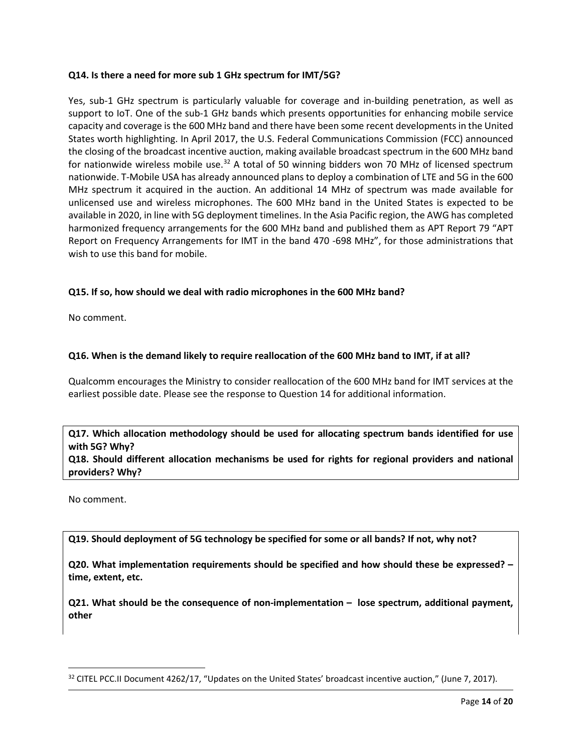**Q14. Is there a need for more sub 1 GHz spectrum for IMT/5G?**

Yes, sub-1 GHz spectrum is particularly valuable for coverage and in-building penetration, as well as support to IoT. One of the sub-1 GHz bands which presents opportunities for enhancing mobile service capacity and coverage is the 600 MHz band and there have been some recent developments in the United States worth highlighting. In April 2017, the U.S. Federal Communications Commission (FCC) announced the closing of the broadcast incentive auction, making available broadcast spectrum in the 600 MHz band for nationwide wireless mobile use.[32] A total of 50 winning bidders won 70 MHz of licensed spectrum nationwide. T-Mobile USA has already announced plans to deploy a combination of LTE and 5G in the 600 MHz spectrum it acquired in the auction. An additional 14 MHz of spectrum was made available for unlicensed use and wireless microphones. The 600 MHz band in the United States is expected to be available in 2020, in line with 5G deployment timelines. In the Asia Pacific region, the AWG has completed harmonized frequency arrangements for the 600 MHz band and published them as APT Report 79 "APT Report on Frequency Arrangements for IMT in the band 470 -698 MHz", for those administrations that wish to use this band for mobile.

**Q15. If so, how should we deal with radio microphones in the 600 MHz band?**

No comment.

**Q16. When is the demand likely to require reallocation of the 600 MHz band to IMT, if at all?**

Qualcomm encourages the Ministry to consider reallocation of the 600 MHz band for IMT services at the earliest possible date. Please see the response to Question 14 for additional information.

**Q17. Which allocation methodology should be used for allocating spectrum bands identified for use with 5G? Why?**
**Q18. Should different allocation mechanisms be used for rights for regional providers and national providers? Why?**

No comment.

**Q19. Should deployment of 5G technology be specified for some or all bands? If not, why not?**

**Q20. What implementation requirements should be specified and how should these be expressed? – time, extent, etc.**

**Q21. What should be the consequence of non-implementation – lose spectrum, additional payment, other**

[32] CITEL PCC.II Document 4262/17, "Updates on the United States' broadcast incentive auction," (June 7, 2017).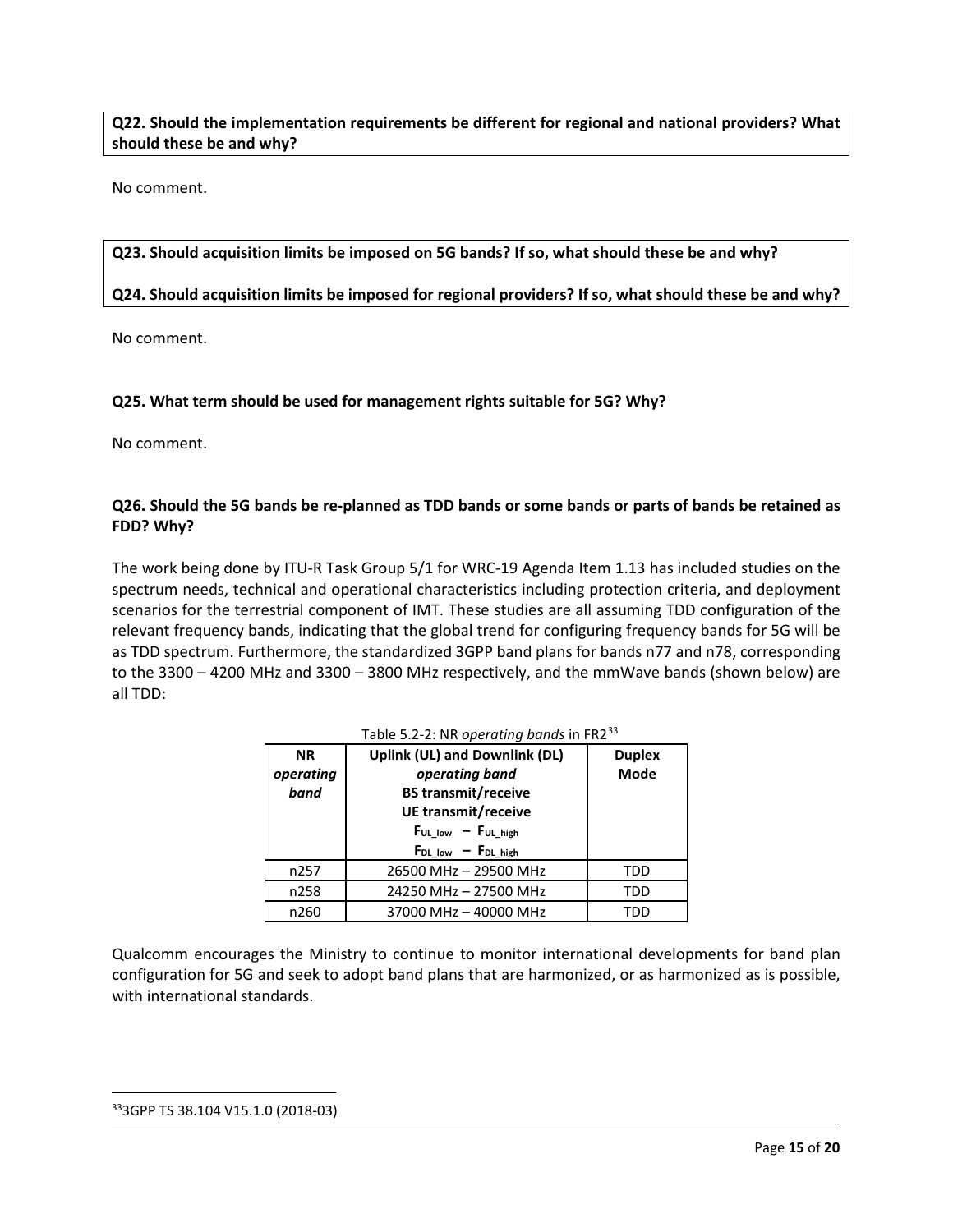**Q22. Should the implementation requirements be different for regional and national providers? What should these be and why?**

No comment.

**Q23. Should acquisition limits be imposed on 5G bands? If so, what should these be and why?**

**Q24. Should acquisition limits be imposed for regional providers? If so, what should these be and why?**

No comment.

**Q25. What term should be used for management rights suitable for 5G? Why?**

No comment.

**Q26. Should the 5G bands be re-planned as TDD bands or some bands or parts of bands be retained as FDD? Why?**

The work being done by ITU-R Task Group 5/1 for WRC-19 Agenda Item 1.13 has included studies on the spectrum needs, technical and operational characteristics including protection criteria, and deployment scenarios for the terrestrial component of IMT. These studies are all assuming TDD configuration of the relevant frequency bands, indicating that the global trend for configuring frequency bands for 5G will be as TDD spectrum. Furthermore, the standardized 3GPP band plans for bands n77 and n78, corresponding to the 3300 – 4200 MHz and 3300 – 3800 MHz respectively, and the mmWave bands (shown below) are all TDD:

Table 5.2-2: NR *operating bands* in FR2[33]

| **NR *operating band*** | **Uplink (UL) and Downlink (DL) *operating band* BS transmit/receive UE transmit/receive $F_{UL\_low}$ – $F_{UL\_high}$ $F_{DL\_low}$ – $F_{DL\_high}$** | **Duplex Mode** |
|---|---|---|
| n257 | 26500 MHz – 29500 MHz | TDD |
| n258 | 24250 MHz – 27500 MHz | TDD |
| n260 | 37000 MHz – 40000 MHz | TDD |

Qualcomm encourages the Ministry to continue to monitor international developments for band plan configuration for 5G and seek to adopt band plans that are harmonized, or as harmonized as is possible, with international standards.

[33] 3GPP TS 38.104 V15.1.0 (2018-03)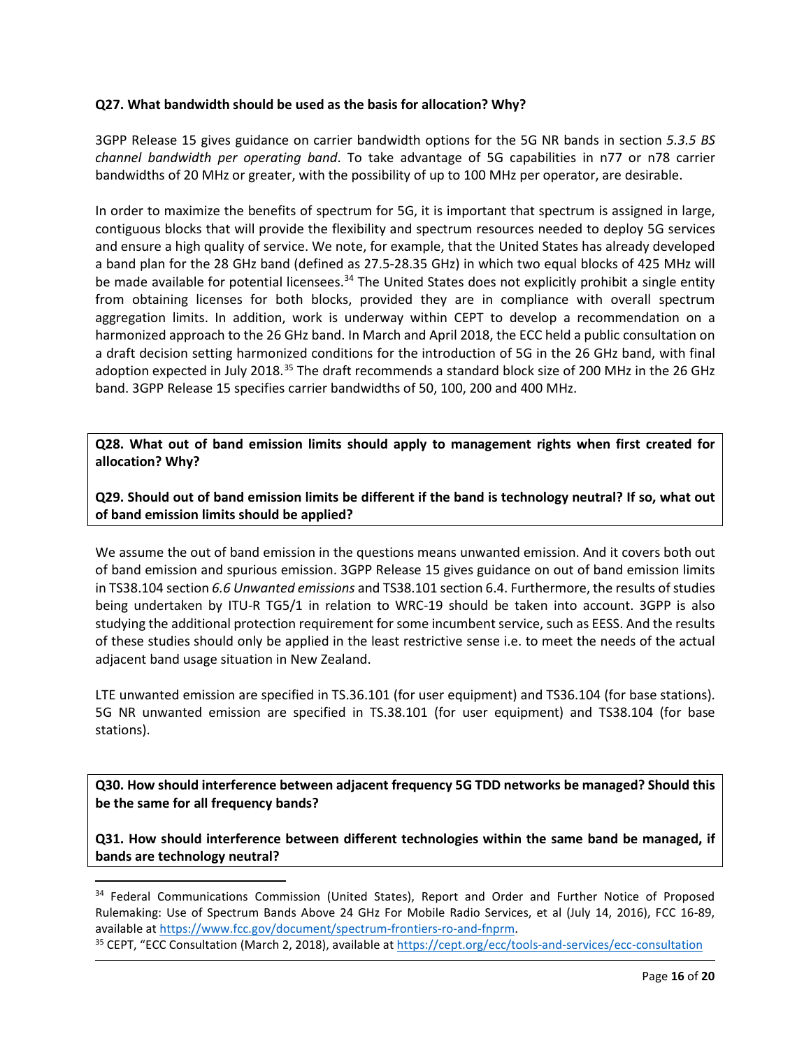**Q27. What bandwidth should be used as the basis for allocation? Why?**

3GPP Release 15 gives guidance on carrier bandwidth options for the 5G NR bands in section *5.3.5 BS channel bandwidth per operating band*. To take advantage of 5G capabilities in n77 or n78 carrier bandwidths of 20 MHz or greater, with the possibility of up to 100 MHz per operator, are desirable.

In order to maximize the benefits of spectrum for 5G, it is important that spectrum is assigned in large, contiguous blocks that will provide the flexibility and spectrum resources needed to deploy 5G services and ensure a high quality of service. We note, for example, that the United States has already developed a band plan for the 28 GHz band (defined as 27.5-28.35 GHz) in which two equal blocks of 425 MHz will be made available for potential licensees.[34] The United States does not explicitly prohibit a single entity from obtaining licenses for both blocks, provided they are in compliance with overall spectrum aggregation limits. In addition, work is underway within CEPT to develop a recommendation on a harmonized approach to the 26 GHz band. In March and April 2018, the ECC held a public consultation on a draft decision setting harmonized conditions for the introduction of 5G in the 26 GHz band, with final adoption expected in July 2018.[35] The draft recommends a standard block size of 200 MHz in the 26 GHz band. 3GPP Release 15 specifies carrier bandwidths of 50, 100, 200 and 400 MHz.

**Q28. What out of band emission limits should apply to management rights when first created for allocation? Why?**

**Q29. Should out of band emission limits be different if the band is technology neutral? If so, what out of band emission limits should be applied?**

We assume the out of band emission in the questions means unwanted emission. And it covers both out of band emission and spurious emission. 3GPP Release 15 gives guidance on out of band emission limits in TS38.104 section *6.6 Unwanted emissions* and TS38.101 section 6.4. Furthermore, the results of studies being undertaken by ITU-R TG5/1 in relation to WRC-19 should be taken into account. 3GPP is also studying the additional protection requirement for some incumbent service, such as EESS. And the results of these studies should only be applied in the least restrictive sense i.e. to meet the needs of the actual adjacent band usage situation in New Zealand.

LTE unwanted emission are specified in TS.36.101 (for user equipment) and TS36.104 (for base stations). 5G NR unwanted emission are specified in TS.38.101 (for user equipment) and TS38.104 (for base stations).

**Q30. How should interference between adjacent frequency 5G TDD networks be managed? Should this be the same for all frequency bands?**

**Q31. How should interference between different technologies within the same band be managed, if bands are technology neutral?**

---

[34] Federal Communications Commission (United States), Report and Order and Further Notice of Proposed Rulemaking: Use of Spectrum Bands Above 24 GHz For Mobile Radio Services, et al (July 14, 2016), FCC 16-89, available at https://www.fcc.gov/document/spectrum-frontiers-ro-and-fnprm.

[35] CEPT, "ECC Consultation (March 2, 2018), available at https://cept.org/ecc/tools-and-services/ecc-consultation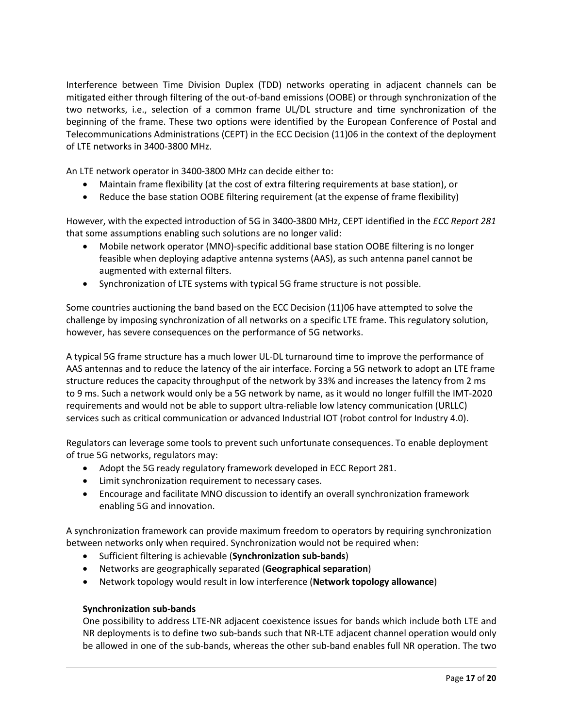Interference between Time Division Duplex (TDD) networks operating in adjacent channels can be mitigated either through filtering of the out-of-band emissions (OOBE) or through synchronization of the two networks, i.e., selection of a common frame UL/DL structure and time synchronization of the beginning of the frame. These two options were identified by the European Conference of Postal and Telecommunications Administrations (CEPT) in the ECC Decision (11)06 in the context of the deployment of LTE networks in 3400-3800 MHz.

An LTE network operator in 3400-3800 MHz can decide either to:

- Maintain frame flexibility (at the cost of extra filtering requirements at base station), or
- Reduce the base station OOBE filtering requirement (at the expense of frame flexibility)

However, with the expected introduction of 5G in 3400-3800 MHz, CEPT identified in the *ECC Report 281* that some assumptions enabling such solutions are no longer valid:

- Mobile network operator (MNO)-specific additional base station OOBE filtering is no longer feasible when deploying adaptive antenna systems (AAS), as such antenna panel cannot be augmented with external filters.
- Synchronization of LTE systems with typical 5G frame structure is not possible.

Some countries auctioning the band based on the ECC Decision (11)06 have attempted to solve the challenge by imposing synchronization of all networks on a specific LTE frame. This regulatory solution, however, has severe consequences on the performance of 5G networks.

A typical 5G frame structure has a much lower UL-DL turnaround time to improve the performance of AAS antennas and to reduce the latency of the air interface. Forcing a 5G network to adopt an LTE frame structure reduces the capacity throughput of the network by 33% and increases the latency from 2 ms to 9 ms. Such a network would only be a 5G network by name, as it would no longer fulfill the IMT-2020 requirements and would not be able to support ultra-reliable low latency communication (URLLC) services such as critical communication or advanced Industrial IOT (robot control for Industry 4.0).

Regulators can leverage some tools to prevent such unfortunate consequences. To enable deployment of true 5G networks, regulators may:

- Adopt the 5G ready regulatory framework developed in ECC Report 281.
- Limit synchronization requirement to necessary cases.
- Encourage and facilitate MNO discussion to identify an overall synchronization framework enabling 5G and innovation.

A synchronization framework can provide maximum freedom to operators by requiring synchronization between networks only when required. Synchronization would not be required when:

- Sufficient filtering is achievable (**Synchronization sub-bands**)
- Networks are geographically separated (**Geographical separation**)
- Network topology would result in low interference (**Network topology allowance**)

**Synchronization sub-bands**

One possibility to address LTE-NR adjacent coexistence issues for bands which include both LTE and NR deployments is to define two sub-bands such that NR-LTE adjacent channel operation would only be allowed in one of the sub-bands, whereas the other sub-band enables full NR operation. The two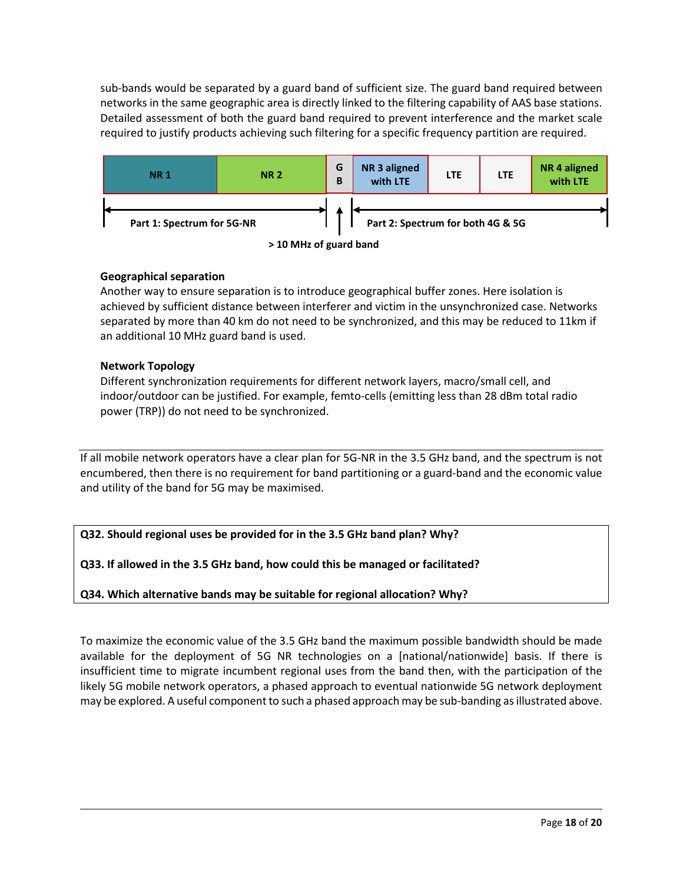sub-bands would be separated by a guard band of sufficient size. The guard band required between networks in the same geographic area is directly linked to the filtering capability of AAS base stations. Detailed assessment of both the guard band required to prevent interference and the market scale required to justify products achieving such filtering for a specific frequency partition are required.

| NR 1 | NR 2 | GB | NR 3 aligned with LTE | LTE | LTE | NR 4 aligned with LTE |
|---|---|---|---|---|---|---|

Part 1: Spectrum for 5G-NR | > 10 MHz of guard band | Part 2: Spectrum for both 4G & 5G

**Geographical separation**

Another way to ensure separation is to introduce geographical buffer zones. Here isolation is achieved by sufficient distance between interferer and victim in the unsynchronized case. Networks separated by more than 40 km do not need to be synchronized, and this may be reduced to 11km if an additional 10 MHz guard band is used.

**Network Topology**

Different synchronization requirements for different network layers, macro/small cell, and indoor/outdoor can be justified. For example, femto-cells (emitting less than 28 dBm total radio power (TRP)) do not need to be synchronized.

---

If all mobile network operators have a clear plan for 5G-NR in the 3.5 GHz band, and the spectrum is not encumbered, then there is no requirement for band partitioning or a guard-band and the economic value and utility of the band for 5G may be maximised.

**Q32. Should regional uses be provided for in the 3.5 GHz band plan? Why?**

**Q33. If allowed in the 3.5 GHz band, how could this be managed or facilitated?**

**Q34. Which alternative bands may be suitable for regional allocation? Why?**

To maximize the economic value of the 3.5 GHz band the maximum possible bandwidth should be made available for the deployment of 5G NR technologies on a [national/nationwide] basis. If there is insufficient time to migrate incumbent regional uses from the band then, with the participation of the likely 5G mobile network operators, a phased approach to eventual nationwide 5G network deployment may be explored. A useful component to such a phased approach may be sub-banding as illustrated above.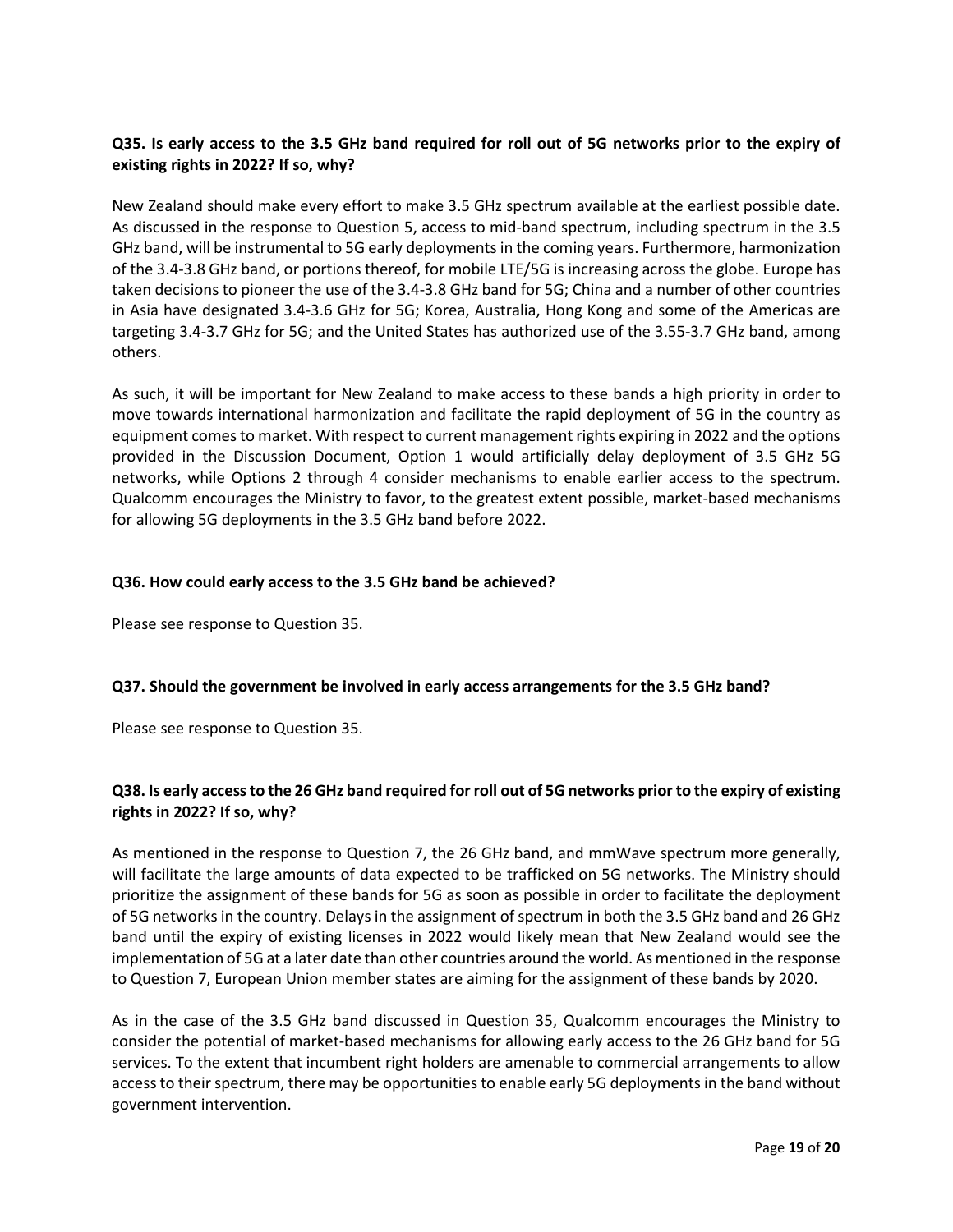**Q35. Is early access to the 3.5 GHz band required for roll out of 5G networks prior to the expiry of existing rights in 2022? If so, why?**

New Zealand should make every effort to make 3.5 GHz spectrum available at the earliest possible date. As discussed in the response to Question 5, access to mid-band spectrum, including spectrum in the 3.5 GHz band, will be instrumental to 5G early deployments in the coming years. Furthermore, harmonization of the 3.4-3.8 GHz band, or portions thereof, for mobile LTE/5G is increasing across the globe. Europe has taken decisions to pioneer the use of the 3.4-3.8 GHz band for 5G; China and a number of other countries in Asia have designated 3.4-3.6 GHz for 5G; Korea, Australia, Hong Kong and some of the Americas are targeting 3.4-3.7 GHz for 5G; and the United States has authorized use of the 3.55-3.7 GHz band, among others.

As such, it will be important for New Zealand to make access to these bands a high priority in order to move towards international harmonization and facilitate the rapid deployment of 5G in the country as equipment comes to market. With respect to current management rights expiring in 2022 and the options provided in the Discussion Document, Option 1 would artificially delay deployment of 3.5 GHz 5G networks, while Options 2 through 4 consider mechanisms to enable earlier access to the spectrum. Qualcomm encourages the Ministry to favor, to the greatest extent possible, market-based mechanisms for allowing 5G deployments in the 3.5 GHz band before 2022.

**Q36. How could early access to the 3.5 GHz band be achieved?**

Please see response to Question 35.

**Q37. Should the government be involved in early access arrangements for the 3.5 GHz band?**

Please see response to Question 35.

**Q38. Is early access to the 26 GHz band required for roll out of 5G networks prior to the expiry of existing rights in 2022? If so, why?**

As mentioned in the response to Question 7, the 26 GHz band, and mmWave spectrum more generally, will facilitate the large amounts of data expected to be trafficked on 5G networks. The Ministry should prioritize the assignment of these bands for 5G as soon as possible in order to facilitate the deployment of 5G networks in the country. Delays in the assignment of spectrum in both the 3.5 GHz band and 26 GHz band until the expiry of existing licenses in 2022 would likely mean that New Zealand would see the implementation of 5G at a later date than other countries around the world. As mentioned in the response to Question 7, European Union member states are aiming for the assignment of these bands by 2020.

As in the case of the 3.5 GHz band discussed in Question 35, Qualcomm encourages the Ministry to consider the potential of market-based mechanisms for allowing early access to the 26 GHz band for 5G services. To the extent that incumbent right holders are amenable to commercial arrangements to allow access to their spectrum, there may be opportunities to enable early 5G deployments in the band without government intervention.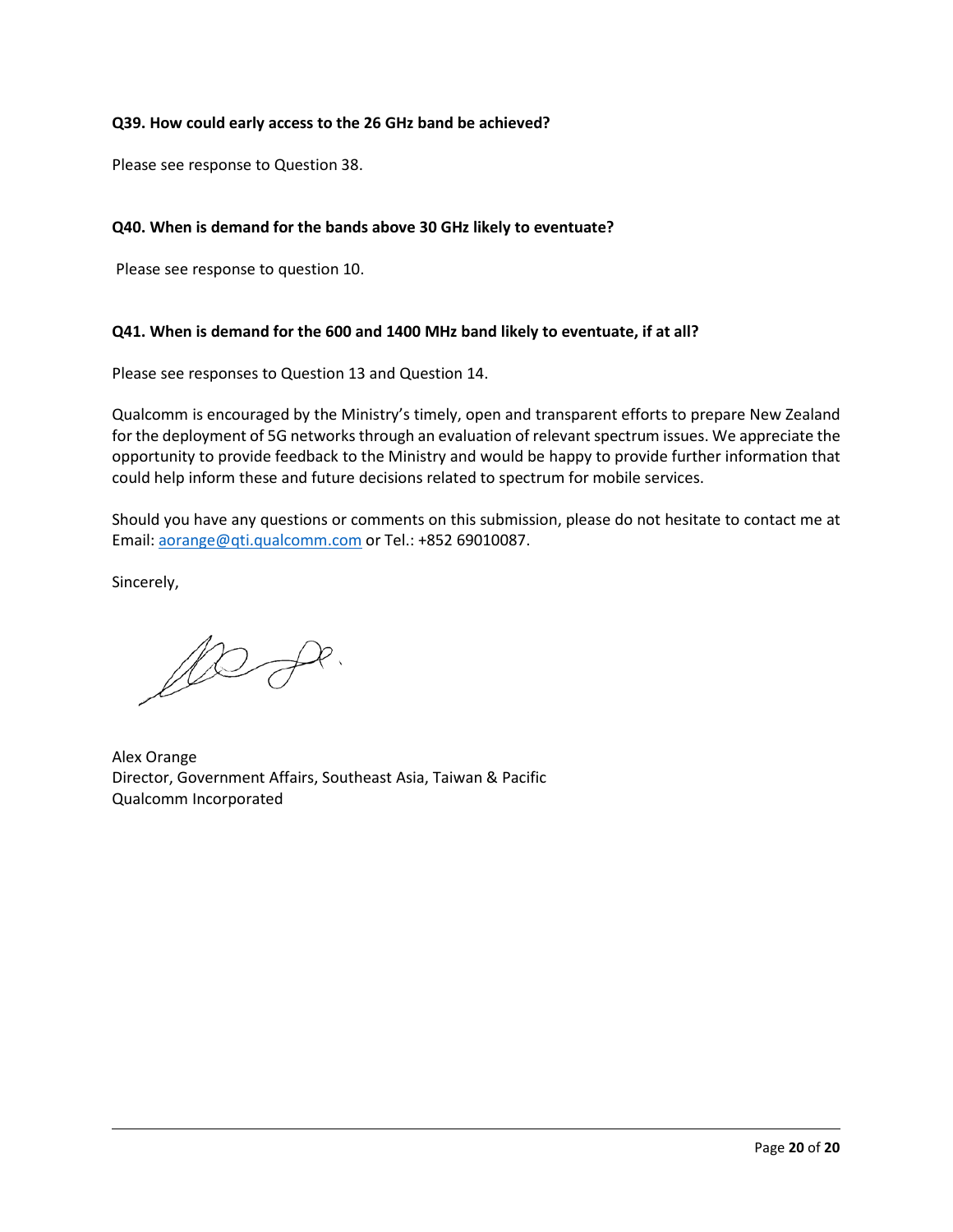**Q39. How could early access to the 26 GHz band be achieved?**

Please see response to Question 38.

**Q40. When is demand for the bands above 30 GHz likely to eventuate?**

Please see response to question 10.

**Q41. When is demand for the 600 and 1400 MHz band likely to eventuate, if at all?**

Please see responses to Question 13 and Question 14.

Qualcomm is encouraged by the Ministry's timely, open and transparent efforts to prepare New Zealand for the deployment of 5G networks through an evaluation of relevant spectrum issues. We appreciate the opportunity to provide feedback to the Ministry and would be happy to provide further information that could help inform these and future decisions related to spectrum for mobile services.

Should you have any questions or comments on this submission, please do not hesitate to contact me at Email: aorange@qti.qualcomm.com or Tel.: +852 69010087.

Sincerely,

Alex Orange
Director, Government Affairs, Southeast Asia, Taiwan & Pacific
Qualcomm Incorporated